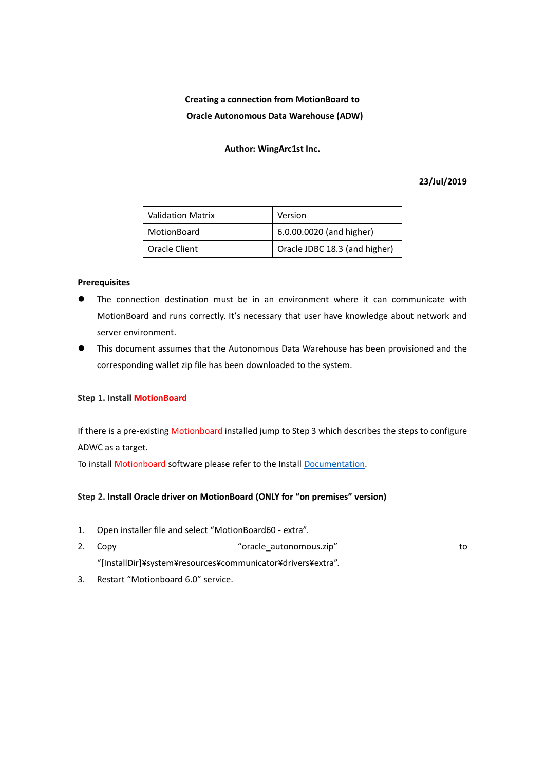**Creating a connection from MotionBoard to**

**Oracle Autonomous Data Warehouse (ADW)**

**Author: WingArc1st Inc.**

**23/Jul/2019**

| Validation Matrix | Version |
|---|---|
| MotionBoard | 6.0.00.0020 (and higher) |
| Oracle Client | Oracle JDBC 18.3 (and higher) |

**Prerequisites**

- The connection destination must be in an environment where it can communicate with MotionBoard and runs correctly. It's necessary that user have knowledge about network and server environment.
- This document assumes that the Autonomous Data Warehouse has been provisioned and the corresponding wallet zip file has been downloaded to the system.

**Step 1. Install MotionBoard**

If there is a pre-existing Motionboard installed jump to Step 3 which describes the steps to configure ADWC as a target.

To install Motionboard software please refer to the Install Documentation.

**Step 2. Install Oracle driver on MotionBoard (ONLY for "on premises" version)**

1. Open installer file and select "MotionBoard60 - extra".
2. Copy "oracle_autonomous.zip" to "[InstallDir]¥system¥resources¥communicator¥drivers¥extra".
3. Restart "Motionboard 6.0" service.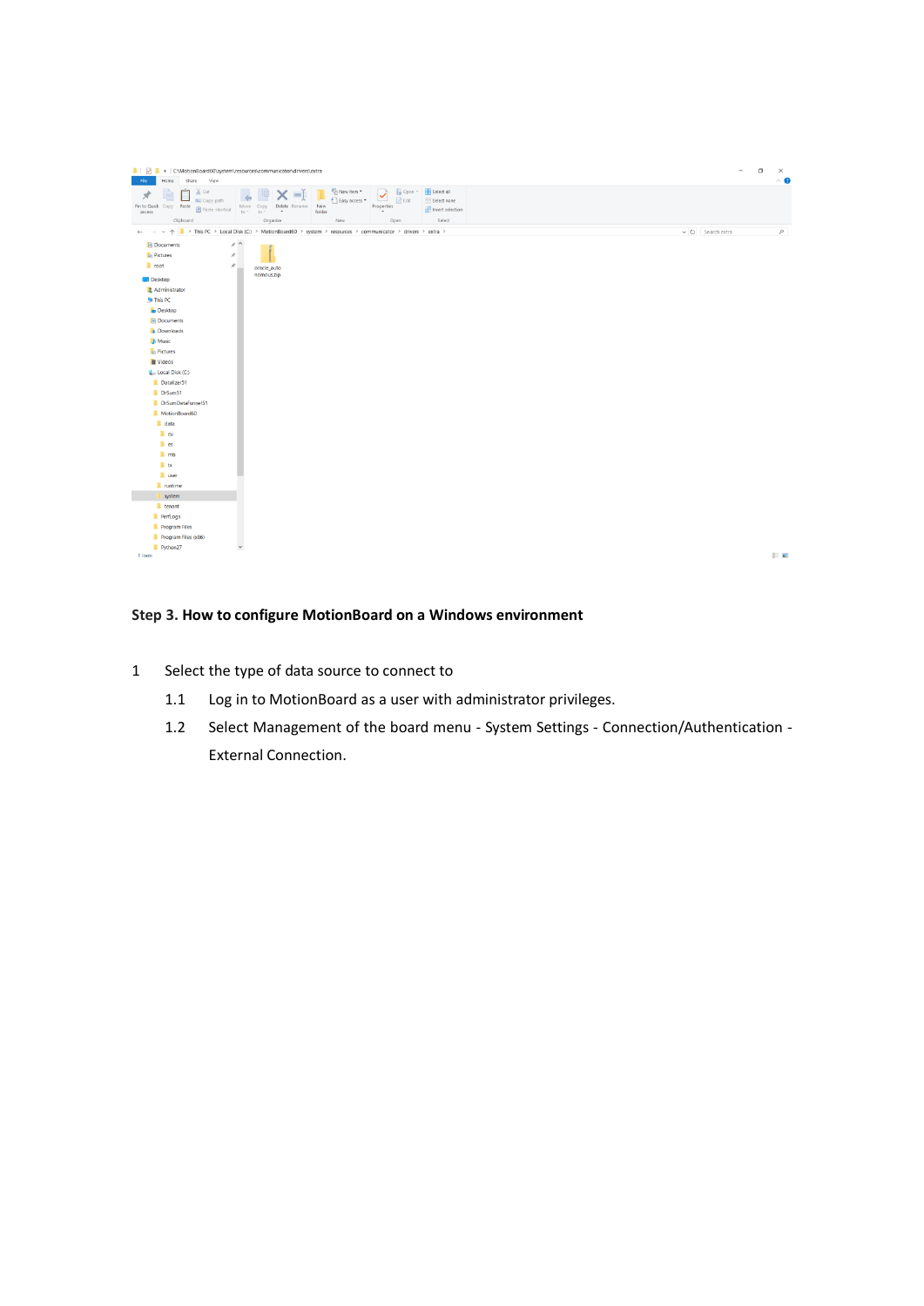### Step 3. How to configure MotionBoard on a Windows environment

1. Select the type of data source to connect to
   1.1 Log in to MotionBoard as a user with administrator privileges.
   1.2 Select Management of the board menu - System Settings - Connection/Authentication - External Connection.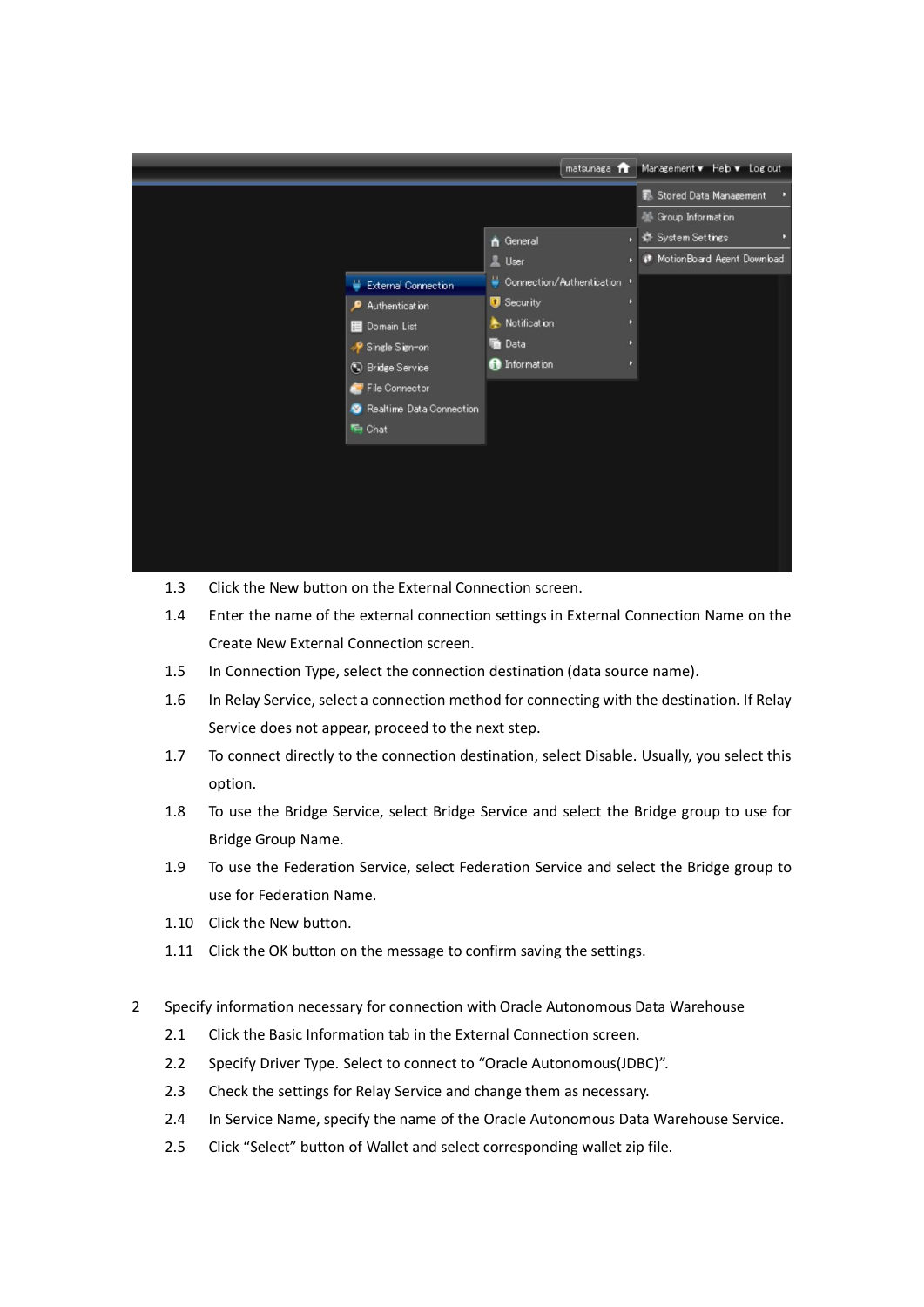1.3 Click the New button on the External Connection screen.

1.4 Enter the name of the external connection settings in External Connection Name on the Create New External Connection screen.

1.5 In Connection Type, select the connection destination (data source name).

1.6 In Relay Service, select a connection method for connecting with the destination. If Relay Service does not appear, proceed to the next step.

1.7 To connect directly to the connection destination, select Disable. Usually, you select this option.

1.8 To use the Bridge Service, select Bridge Service and select the Bridge group to use for Bridge Group Name.

1.9 To use the Federation Service, select Federation Service and select the Bridge group to use for Federation Name.

1.10 Click the New button.

1.11 Click the OK button on the message to confirm saving the settings.

2 Specify information necessary for connection with Oracle Autonomous Data Warehouse

2.1 Click the Basic Information tab in the External Connection screen.

2.2 Specify Driver Type. Select to connect to “Oracle Autonomous(JDBC)”.

2.3 Check the settings for Relay Service and change them as necessary.

2.4 In Service Name, specify the name of the Oracle Autonomous Data Warehouse Service.

2.5 Click “Select” button of Wallet and select corresponding wallet zip file.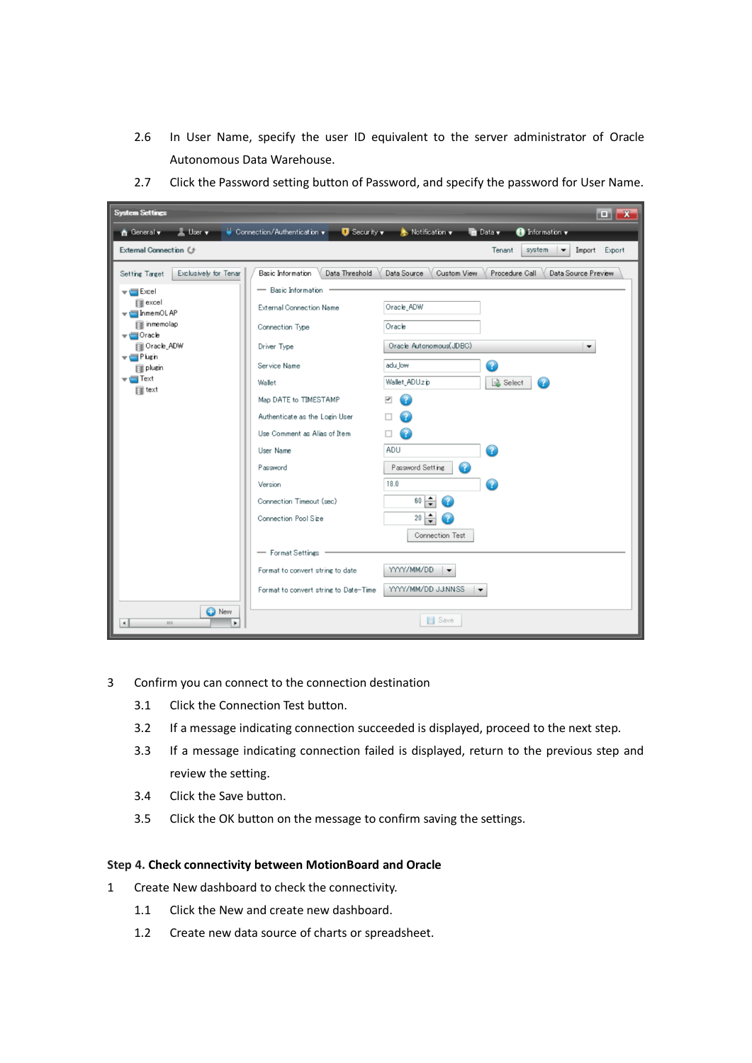2.6 In User Name, specify the user ID equivalent to the server administrator of Oracle Autonomous Data Warehouse.

2.7 Click the Password setting button of Password, and specify the password for User Name.

3 Confirm you can connect to the connection destination

3.1 Click the Connection Test button.

3.2 If a message indicating connection succeeded is displayed, proceed to the next step.

3.3 If a message indicating connection failed is displayed, return to the previous step and review the setting.

3.4 Click the Save button.

3.5 Click the OK button on the message to confirm saving the settings.

**Step 4. Check connectivity between MotionBoard and Oracle**

1 Create New dashboard to check the connectivity.

1.1 Click the New and create new dashboard.

1.2 Create new data source of charts or spreadsheet.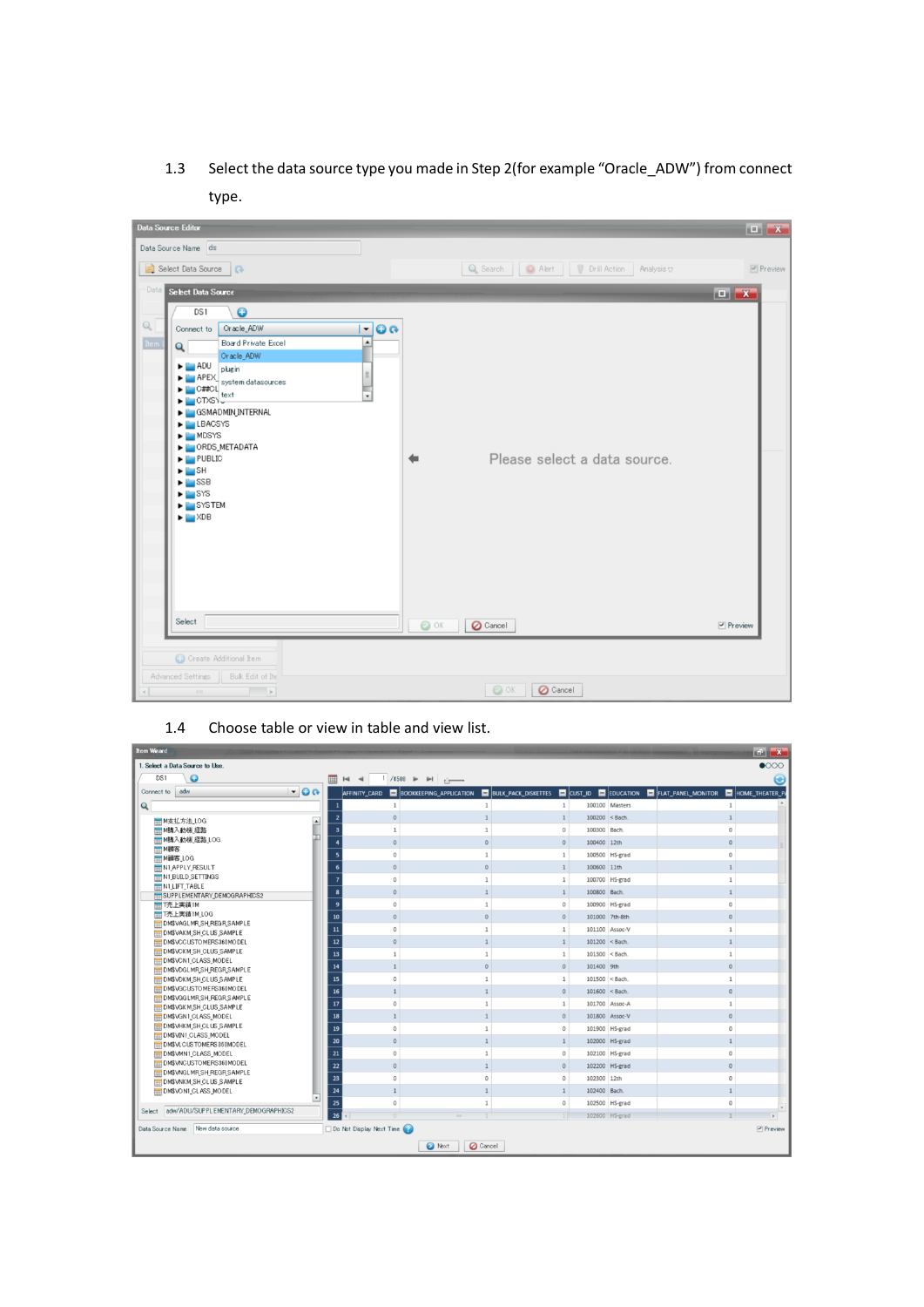1.3 Select the data source type you made in Step 2(for example "Oracle_ADW") from connect type.

1.4 Choose table or view in table and view list.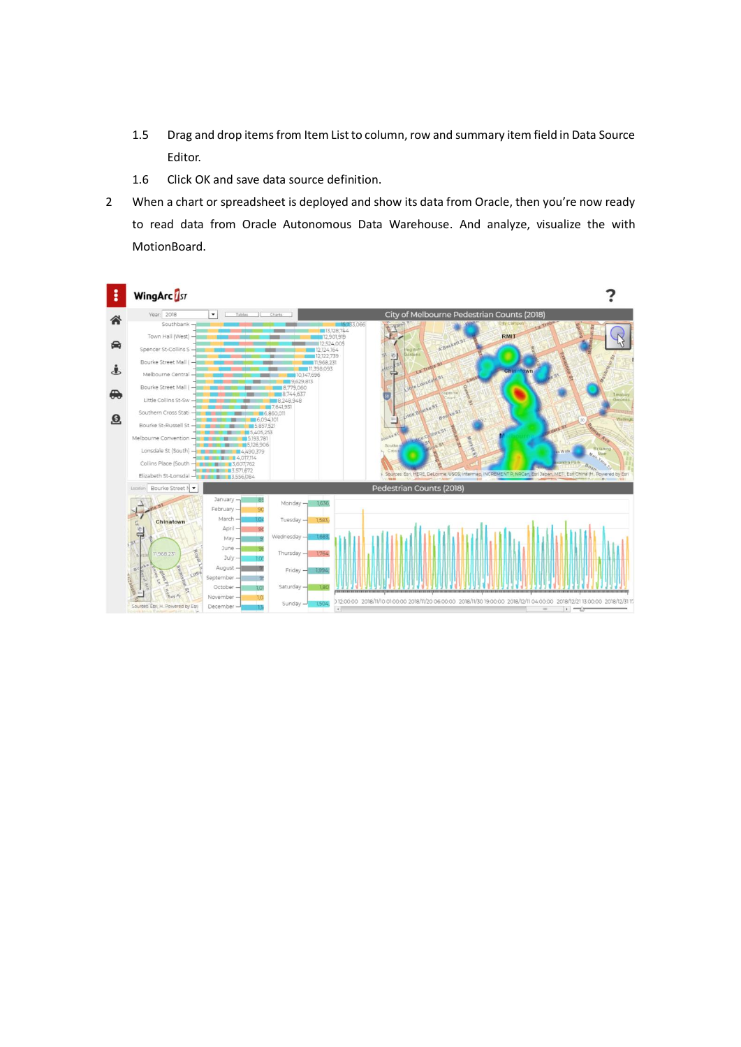1.5 Drag and drop items from Item List to column, row and summary item field in Data Source Editor.

1.6 Click OK and save data source definition.

2 When a chart or spreadsheet is deployed and show its data from Oracle, then you're now ready to read data from Oracle Autonomous Data Warehouse. And analyze, visualize the with MotionBoard.